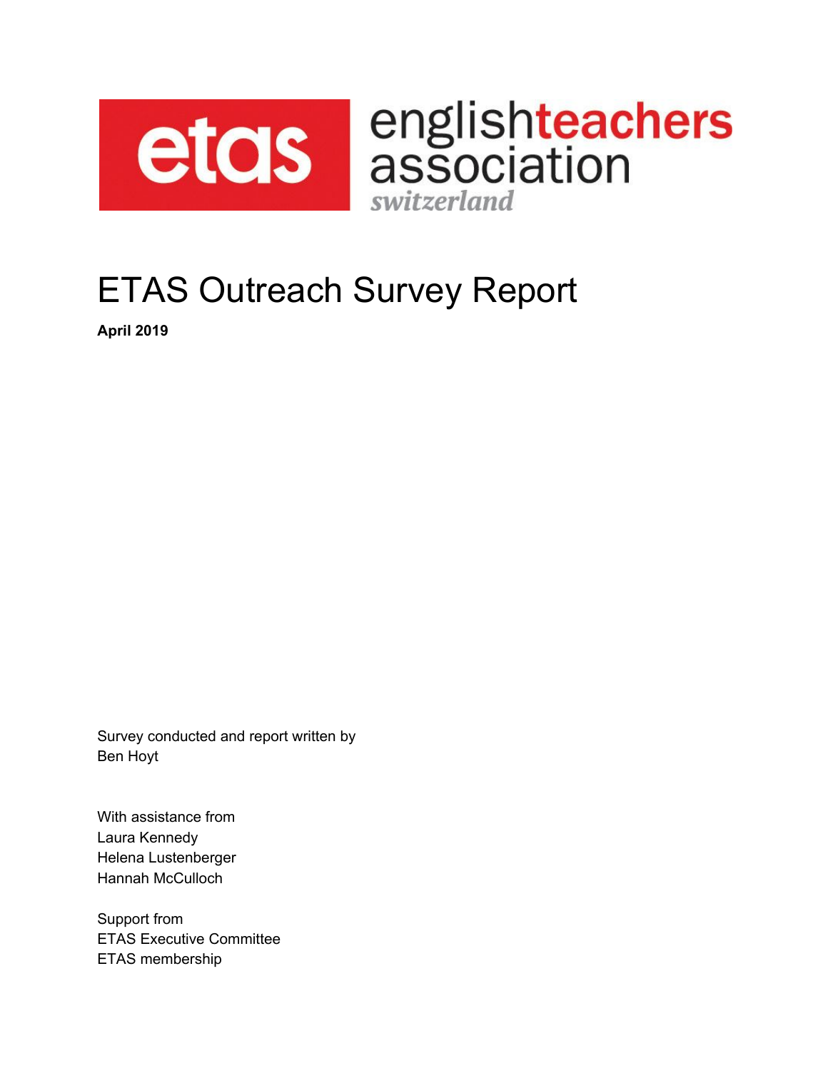etas englishteachers association switzerland

# ETAS Outreach Survey Report

**April 2019**

Survey conducted and report written by
Ben Hoyt

With assistance from
Laura Kennedy
Helena Lustenberger
Hannah McCulloch

Support from
ETAS Executive Committee
ETAS membership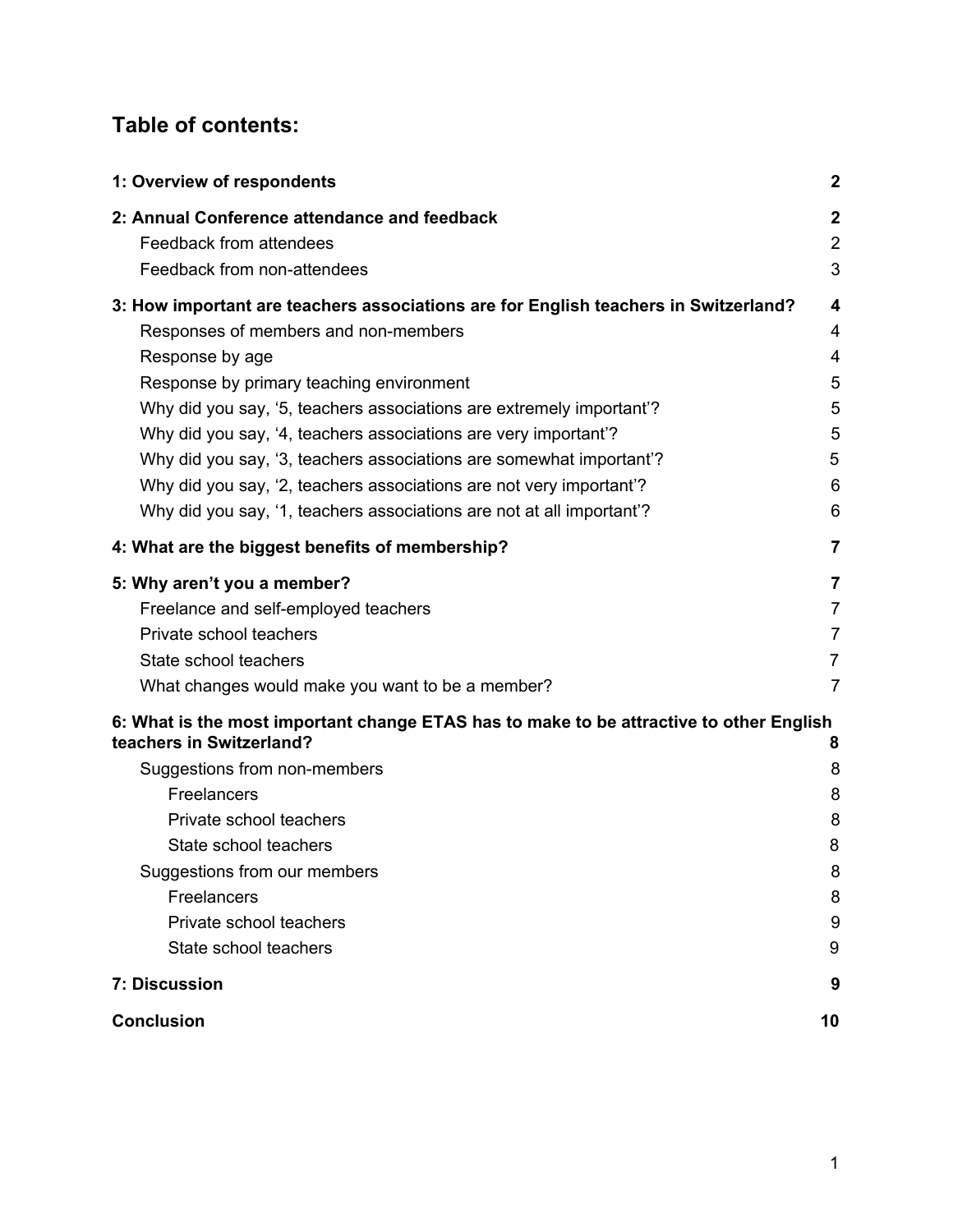## Table of contents:

**1: Overview of respondents** **2**

**2: Annual Conference attendance and feedback** **2**

- Feedback from attendees 2
- Feedback from non-attendees 3

**3: How important are teachers associations are for English teachers in Switzerland?** **4**

- Responses of members and non-members 4
- Response by age 4
- Response by primary teaching environment 5
- Why did you say, '5, teachers associations are extremely important'? 5
- Why did you say, '4, teachers associations are very important'? 5
- Why did you say, '3, teachers associations are somewhat important'? 5
- Why did you say, '2, teachers associations are not very important'? 6
- Why did you say, '1, teachers associations are not at all important'? 6

**4: What are the biggest benefits of membership?** **7**

**5: Why aren't you a member?** **7**

- Freelance and self-employed teachers 7
- Private school teachers 7
- State school teachers 7
- What changes would make you want to be a member? 7

**6: What is the most important change ETAS has to make to be attractive to other English teachers in Switzerland?** **8**

- Suggestions from non-members 8
  - Freelancers 8
  - Private school teachers 8
  - State school teachers 8
- Suggestions from our members 8
  - Freelancers 8
  - Private school teachers 9
  - State school teachers 9

**7: Discussion** **9**

**Conclusion** **10**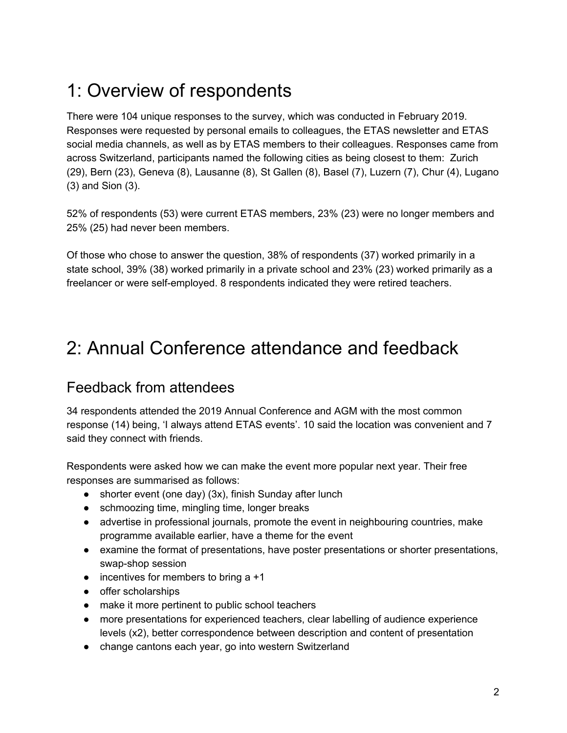# 1: Overview of respondents

There were 104 unique responses to the survey, which was conducted in February 2019. Responses were requested by personal emails to colleagues, the ETAS newsletter and ETAS social media channels, as well as by ETAS members to their colleagues. Responses came from across Switzerland, participants named the following cities as being closest to them: Zurich (29), Bern (23), Geneva (8), Lausanne (8), St Gallen (8), Basel (7), Luzern (7), Chur (4), Lugano (3) and Sion (3).

52% of respondents (53) were current ETAS members, 23% (23) were no longer members and 25% (25) had never been members.

Of those who chose to answer the question, 38% of respondents (37) worked primarily in a state school, 39% (38) worked primarily in a private school and 23% (23) worked primarily as a freelancer or were self-employed. 8 respondents indicated they were retired teachers.

# 2: Annual Conference attendance and feedback

## Feedback from attendees

34 respondents attended the 2019 Annual Conference and AGM with the most common response (14) being, 'I always attend ETAS events'. 10 said the location was convenient and 7 said they connect with friends.

Respondents were asked how we can make the event more popular next year. Their free responses are summarised as follows:

- shorter event (one day) (3x), finish Sunday after lunch
- schmoozing time, mingling time, longer breaks
- advertise in professional journals, promote the event in neighbouring countries, make programme available earlier, have a theme for the event
- examine the format of presentations, have poster presentations or shorter presentations, swap-shop session
- incentives for members to bring a +1
- offer scholarships
- make it more pertinent to public school teachers
- more presentations for experienced teachers, clear labelling of audience experience levels (x2), better correspondence between description and content of presentation
- change cantons each year, go into western Switzerland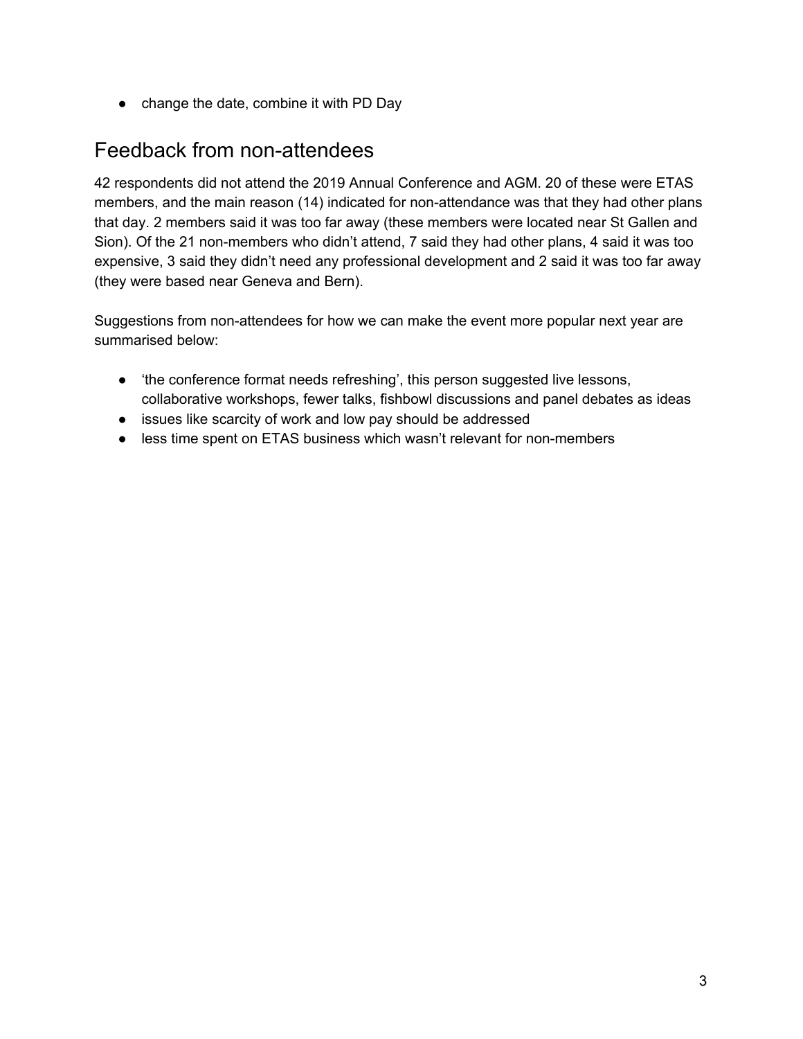- change the date, combine it with PD Day

## Feedback from non-attendees

42 respondents did not attend the 2019 Annual Conference and AGM. 20 of these were ETAS members, and the main reason (14) indicated for non-attendance was that they had other plans that day. 2 members said it was too far away (these members were located near St Gallen and Sion). Of the 21 non-members who didn't attend, 7 said they had other plans, 4 said it was too expensive, 3 said they didn't need any professional development and 2 said it was too far away (they were based near Geneva and Bern).

Suggestions from non-attendees for how we can make the event more popular next year are summarised below:

- 'the conference format needs refreshing', this person suggested live lessons, collaborative workshops, fewer talks, fishbowl discussions and panel debates as ideas
- issues like scarcity of work and low pay should be addressed
- less time spent on ETAS business which wasn't relevant for non-members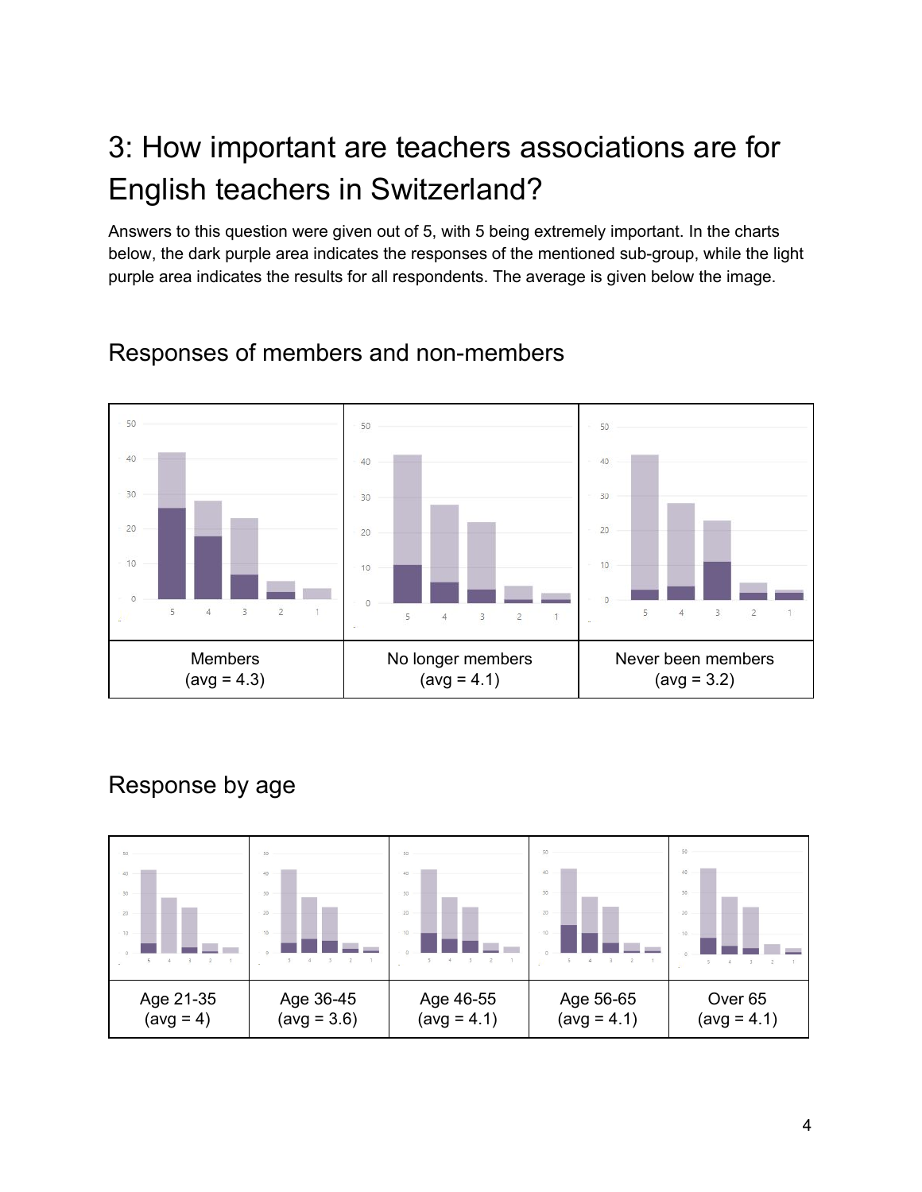# 3: How important are teachers associations are for English teachers in Switzerland?

Answers to this question were given out of 5, with 5 being extremely important. In the charts below, the dark purple area indicates the responses of the mentioned sub-group, while the light purple area indicates the results for all respondents. The average is given below the image.

## Responses of members and non-members

| Members (avg = 4.3) | No longer members (avg = 4.1) | Never been members (avg = 3.2) |
|---|---|---|

## Response by age

| Age 21-35 (avg = 4) | Age 36-45 (avg = 3.6) | Age 46-55 (avg = 4.1) | Age 56-65 (avg = 4.1) | Over 65 (avg = 4.1) |
|---|---|---|---|---|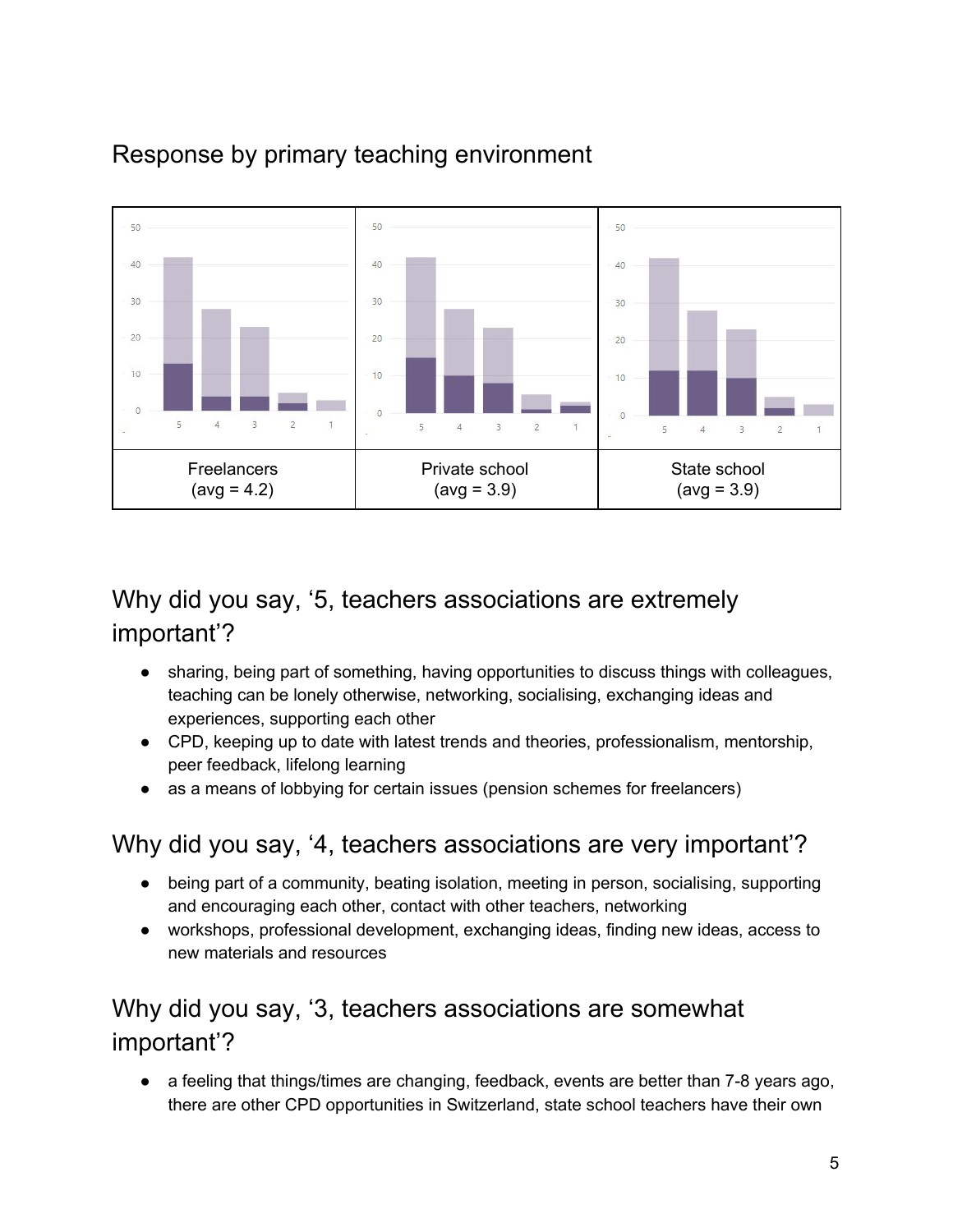## Response by primary teaching environment

| Freelancers (avg = 4.2) | Private school (avg = 3.9) | State school (avg = 3.9) |
|---|---|---|

## Why did you say, '5, teachers associations are extremely important'?

- sharing, being part of something, having opportunities to discuss things with colleagues, teaching can be lonely otherwise, networking, socialising, exchanging ideas and experiences, supporting each other
- CPD, keeping up to date with latest trends and theories, professionalism, mentorship, peer feedback, lifelong learning
- as a means of lobbying for certain issues (pension schemes for freelancers)

## Why did you say, '4, teachers associations are very important'?

- being part of a community, beating isolation, meeting in person, socialising, supporting and encouraging each other, contact with other teachers, networking
- workshops, professional development, exchanging ideas, finding new ideas, access to new materials and resources

## Why did you say, '3, teachers associations are somewhat important'?

- a feeling that things/times are changing, feedback, events are better than 7-8 years ago, there are other CPD opportunities in Switzerland, state school teachers have their own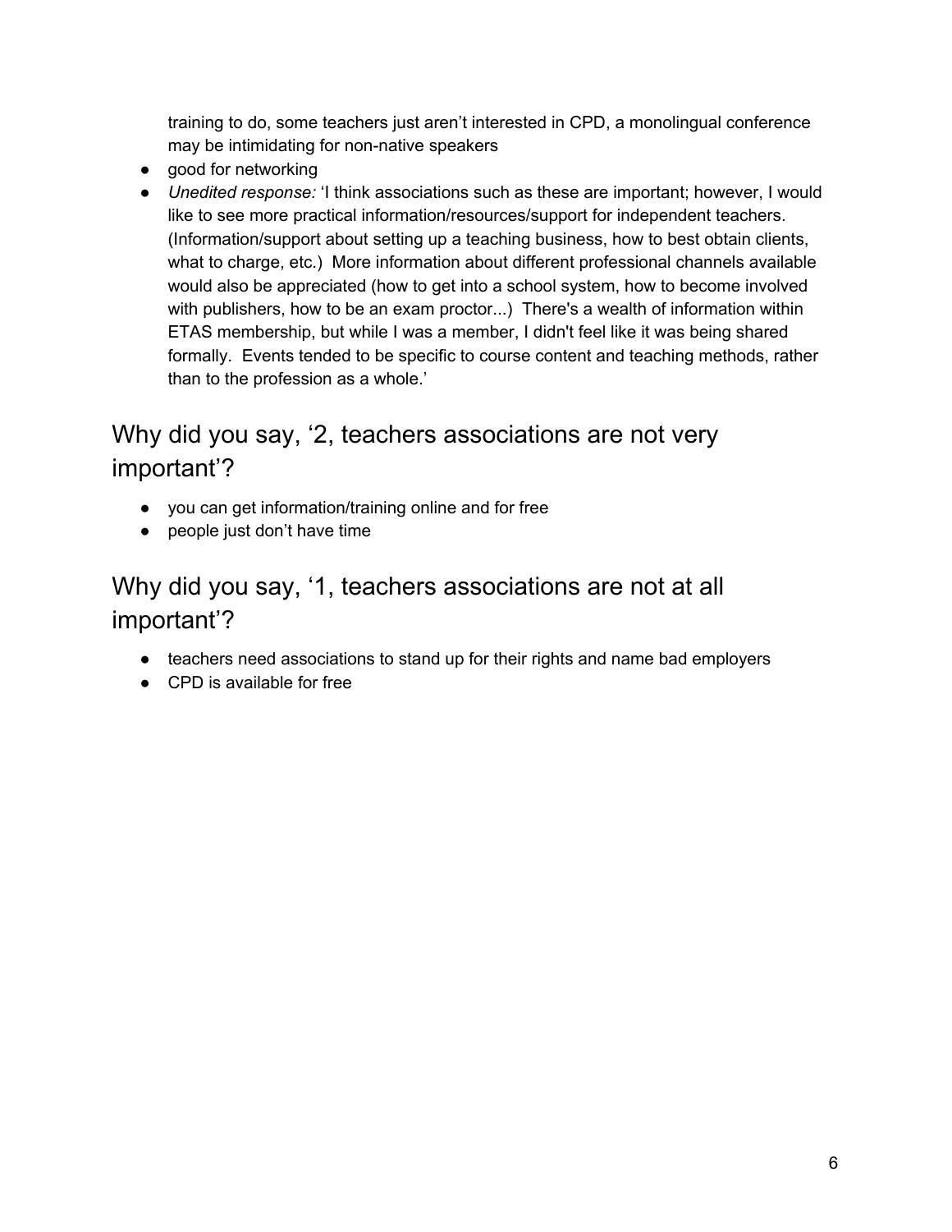training to do, some teachers just aren't interested in CPD, a monolingual conference may be intimidating for non-native speakers

- good for networking
- *Unedited response:* 'I think associations such as these are important; however, I would like to see more practical information/resources/support for independent teachers. (Information/support about setting up a teaching business, how to best obtain clients, what to charge, etc.) More information about different professional channels available would also be appreciated (how to get into a school system, how to become involved with publishers, how to be an exam proctor...) There's a wealth of information within ETAS membership, but while I was a member, I didn't feel like it was being shared formally. Events tended to be specific to course content and teaching methods, rather than to the profession as a whole.'

## Why did you say, '2, teachers associations are not very important'?

- you can get information/training online and for free
- people just don't have time

## Why did you say, '1, teachers associations are not at all important'?

- teachers need associations to stand up for their rights and name bad employers
- CPD is available for free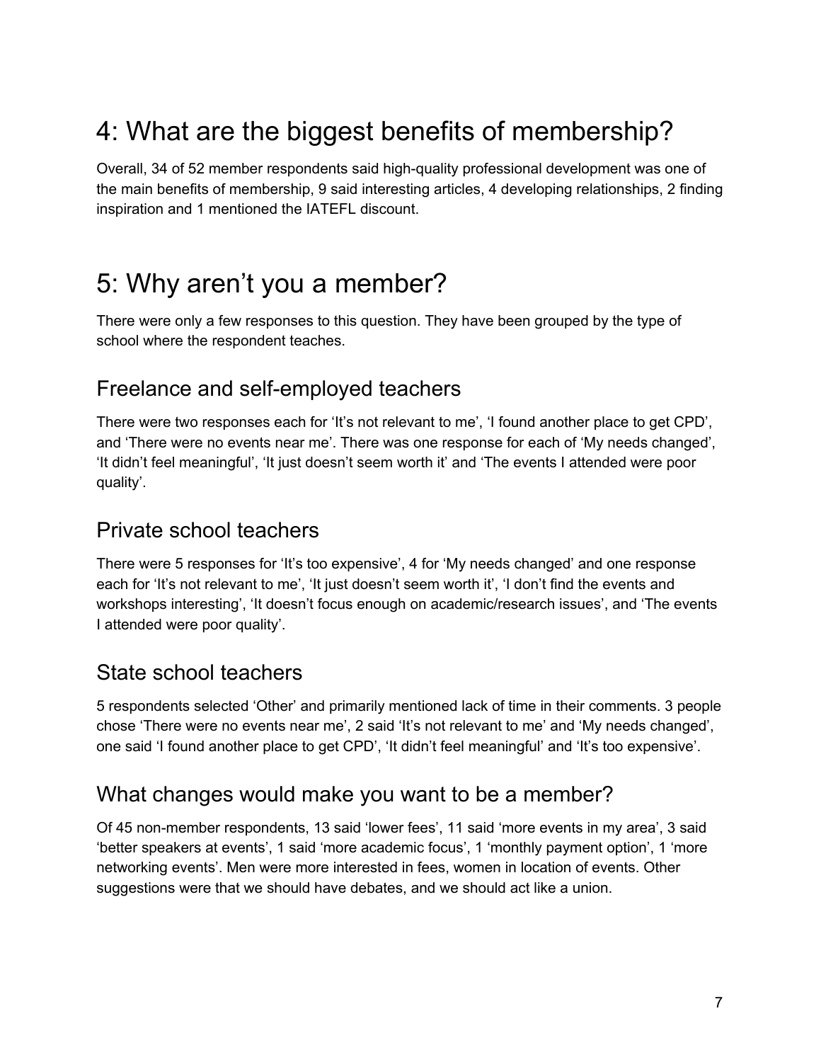# 4: What are the biggest benefits of membership?

Overall, 34 of 52 member respondents said high-quality professional development was one of the main benefits of membership, 9 said interesting articles, 4 developing relationships, 2 finding inspiration and 1 mentioned the IATEFL discount.

# 5: Why aren't you a member?

There were only a few responses to this question. They have been grouped by the type of school where the respondent teaches.

## Freelance and self-employed teachers

There were two responses each for 'It's not relevant to me', 'I found another place to get CPD', and 'There were no events near me'. There was one response for each of 'My needs changed', 'It didn't feel meaningful', 'It just doesn't seem worth it' and 'The events I attended were poor quality'.

## Private school teachers

There were 5 responses for 'It's too expensive', 4 for 'My needs changed' and one response each for 'It's not relevant to me', 'It just doesn't seem worth it', 'I don't find the events and workshops interesting', 'It doesn't focus enough on academic/research issues', and 'The events I attended were poor quality'.

## State school teachers

5 respondents selected 'Other' and primarily mentioned lack of time in their comments. 3 people chose 'There were no events near me', 2 said 'It's not relevant to me' and 'My needs changed', one said 'I found another place to get CPD', 'It didn't feel meaningful' and 'It's too expensive'.

## What changes would make you want to be a member?

Of 45 non-member respondents, 13 said 'lower fees', 11 said 'more events in my area', 3 said 'better speakers at events', 1 said 'more academic focus', 1 'monthly payment option', 1 'more networking events'. Men were more interested in fees, women in location of events. Other suggestions were that we should have debates, and we should act like a union.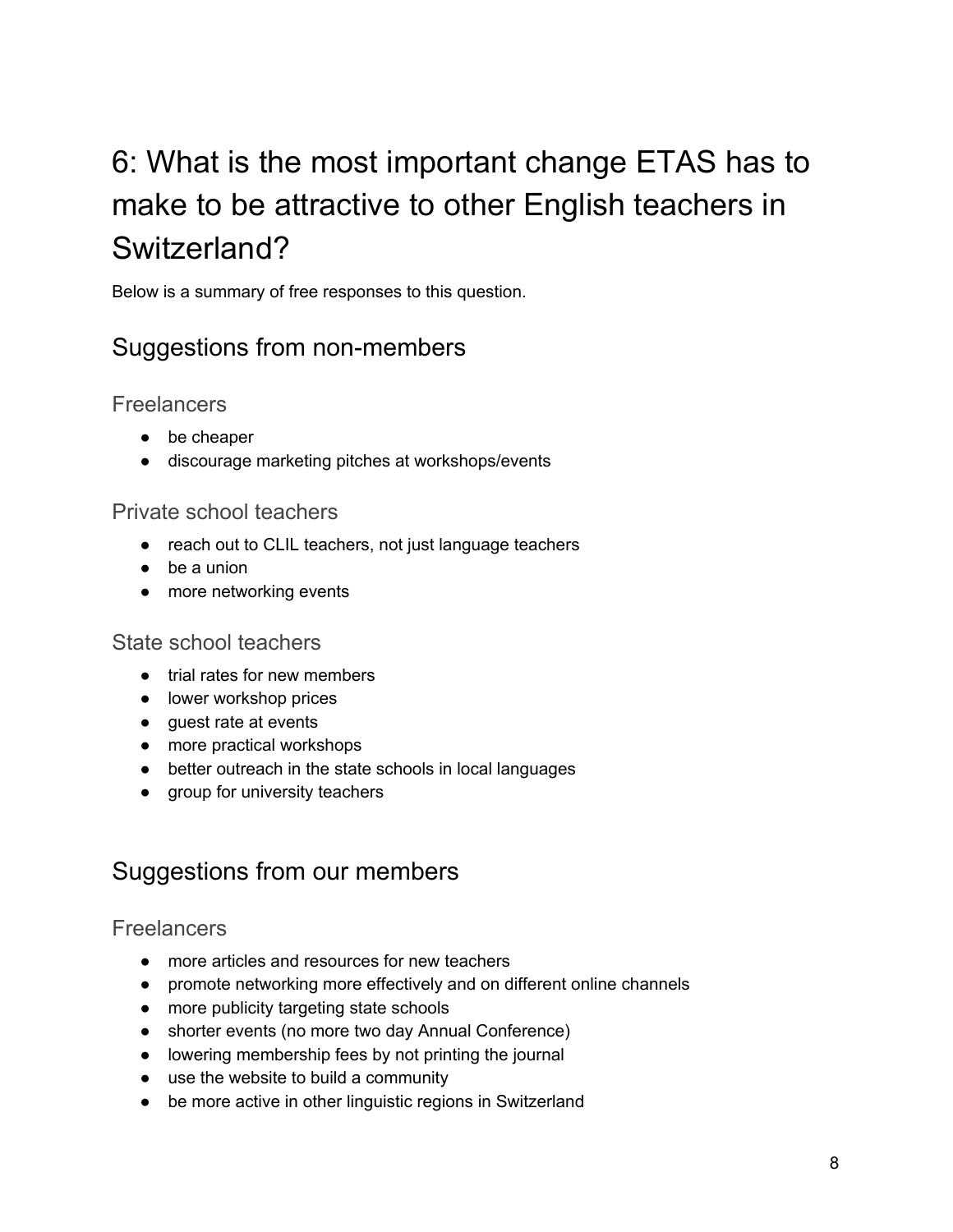# 6: What is the most important change ETAS has to make to be attractive to other English teachers in Switzerland?

Below is a summary of free responses to this question.

## Suggestions from non-members

### Freelancers

- be cheaper
- discourage marketing pitches at workshops/events

### Private school teachers

- reach out to CLIL teachers, not just language teachers
- be a union
- more networking events

### State school teachers

- trial rates for new members
- lower workshop prices
- guest rate at events
- more practical workshops
- better outreach in the state schools in local languages
- group for university teachers

## Suggestions from our members

### Freelancers

- more articles and resources for new teachers
- promote networking more effectively and on different online channels
- more publicity targeting state schools
- shorter events (no more two day Annual Conference)
- lowering membership fees by not printing the journal
- use the website to build a community
- be more active in other linguistic regions in Switzerland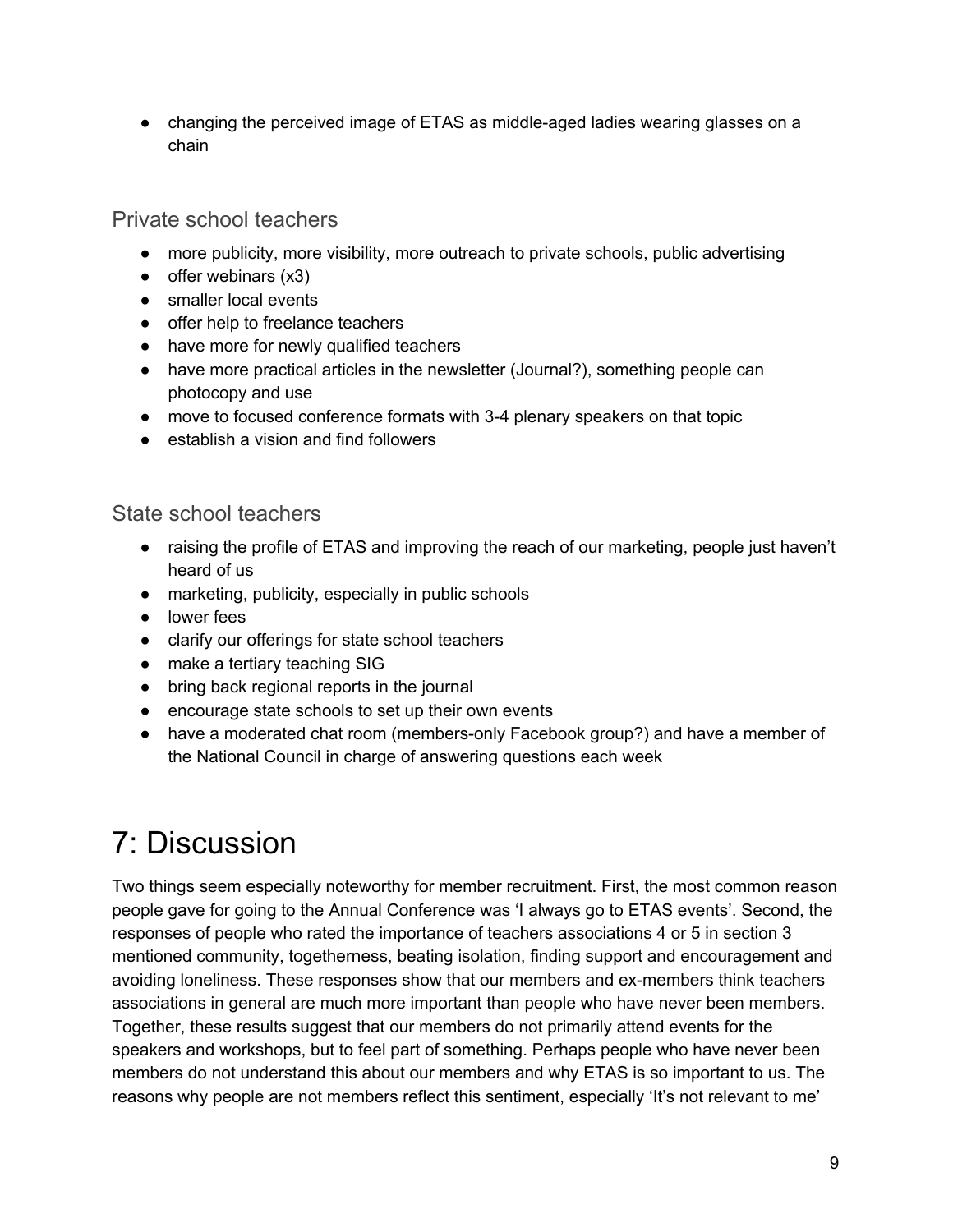- changing the perceived image of ETAS as middle-aged ladies wearing glasses on a chain

### Private school teachers

- more publicity, more visibility, more outreach to private schools, public advertising
- offer webinars (x3)
- smaller local events
- offer help to freelance teachers
- have more for newly qualified teachers
- have more practical articles in the newsletter (Journal?), something people can photocopy and use
- move to focused conference formats with 3-4 plenary speakers on that topic
- establish a vision and find followers

### State school teachers

- raising the profile of ETAS and improving the reach of our marketing, people just haven't heard of us
- marketing, publicity, especially in public schools
- lower fees
- clarify our offerings for state school teachers
- make a tertiary teaching SIG
- bring back regional reports in the journal
- encourage state schools to set up their own events
- have a moderated chat room (members-only Facebook group?) and have a member of the National Council in charge of answering questions each week

# 7: Discussion

Two things seem especially noteworthy for member recruitment. First, the most common reason people gave for going to the Annual Conference was 'I always go to ETAS events'. Second, the responses of people who rated the importance of teachers associations 4 or 5 in section 3 mentioned community, togetherness, beating isolation, finding support and encouragement and avoiding loneliness. These responses show that our members and ex-members think teachers associations in general are much more important than people who have never been members. Together, these results suggest that our members do not primarily attend events for the speakers and workshops, but to feel part of something. Perhaps people who have never been members do not understand this about our members and why ETAS is so important to us. The reasons why people are not members reflect this sentiment, especially 'It's not relevant to me'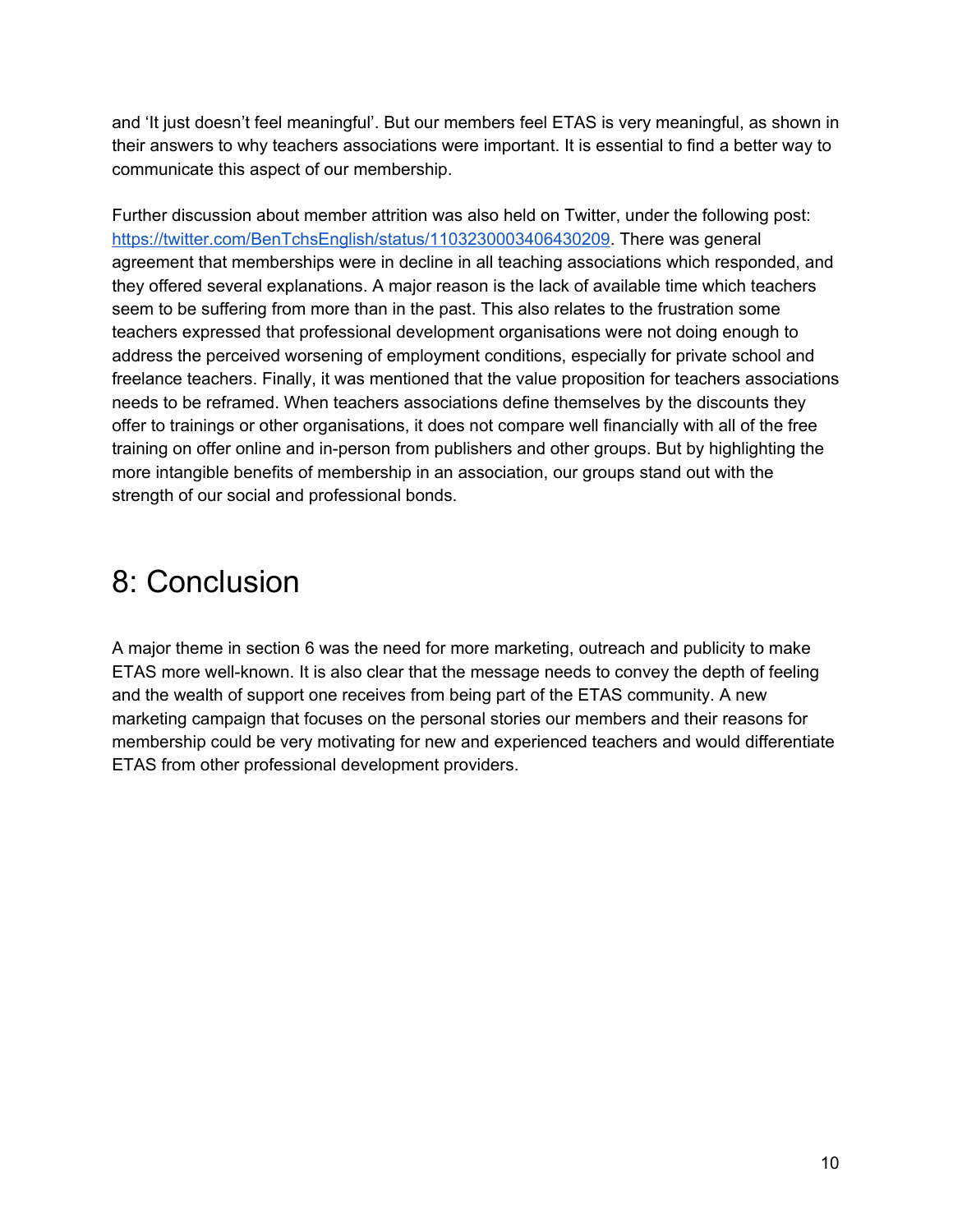and 'It just doesn't feel meaningful'. But our members feel ETAS is very meaningful, as shown in their answers to why teachers associations were important. It is essential to find a better way to communicate this aspect of our membership.

Further discussion about member attrition was also held on Twitter, under the following post: [https://twitter.com/BenTchsEnglish/status/1103230003406430209](https://twitter.com/BenTchsEnglish/status/1103230003406430209). There was general agreement that memberships were in decline in all teaching associations which responded, and they offered several explanations. A major reason is the lack of available time which teachers seem to be suffering from more than in the past. This also relates to the frustration some teachers expressed that professional development organisations were not doing enough to address the perceived worsening of employment conditions, especially for private school and freelance teachers. Finally, it was mentioned that the value proposition for teachers associations needs to be reframed. When teachers associations define themselves by the discounts they offer to trainings or other organisations, it does not compare well financially with all of the free training on offer online and in-person from publishers and other groups. But by highlighting the more intangible benefits of membership in an association, our groups stand out with the strength of our social and professional bonds.

# 8: Conclusion

A major theme in section 6 was the need for more marketing, outreach and publicity to make ETAS more well-known. It is also clear that the message needs to convey the depth of feeling and the wealth of support one receives from being part of the ETAS community. A new marketing campaign that focuses on the personal stories our members and their reasons for membership could be very motivating for new and experienced teachers and would differentiate ETAS from other professional development providers.